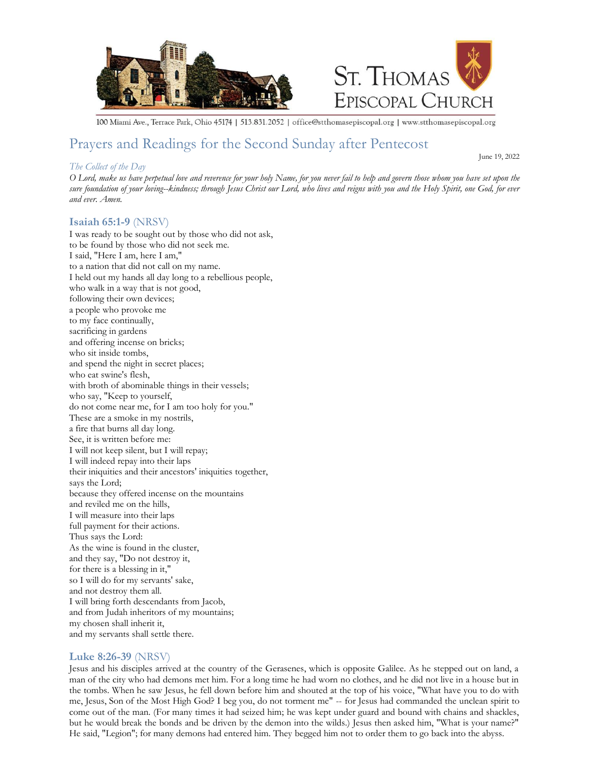St. Thomas Episcopal Church

100 Miami Ave., Terrace Park, Ohio 45174 | 513.831.2052 | office@stthomasepiscopal.org | www.stthomasepiscopal.org

# Prayers and Readings for the Second Sunday after Pentecost

June 19, 2022

*The Collect of the Day*

*O Lord, make us have perpetual love and reverence for your holy Name, for you never fail to help and govern those whom you have set upon the sure foundation of your loving--kindness; through Jesus Christ our Lord, who lives and reigns with you and the Holy Spirit, one God, for ever and ever. Amen.*

## **Isaiah 65:1-9** (NRSV)

I was ready to be sought out by those who did not ask,
to be found by those who did not seek me.
I said, "Here I am, here I am,"
to a nation that did not call on my name.
I held out my hands all day long to a rebellious people,
who walk in a way that is not good,
following their own devices;
a people who provoke me
to my face continually,
sacrificing in gardens
and offering incense on bricks;
who sit inside tombs,
and spend the night in secret places;
who eat swine's flesh,
with broth of abominable things in their vessels;
who say, "Keep to yourself,
do not come near me, for I am too holy for you."
These are a smoke in my nostrils,
a fire that burns all day long.
See, it is written before me:
I will not keep silent, but I will repay;
I will indeed repay into their laps
their iniquities and their ancestors' iniquities together,
says the Lord;
because they offered incense on the mountains
and reviled me on the hills,
I will measure into their laps
full payment for their actions.
Thus says the Lord:
As the wine is found in the cluster,
and they say, "Do not destroy it,
for there is a blessing in it,"
so I will do for my servants' sake,
and not destroy them all.
I will bring forth descendants from Jacob,
and from Judah inheritors of my mountains;
my chosen shall inherit it,
and my servants shall settle there.

## **Luke 8:26-39** (NRSV)

Jesus and his disciples arrived at the country of the Gerasenes, which is opposite Galilee. As he stepped out on land, a man of the city who had demons met him. For a long time he had worn no clothes, and he did not live in a house but in the tombs. When he saw Jesus, he fell down before him and shouted at the top of his voice, "What have you to do with me, Jesus, Son of the Most High God? I beg you, do not torment me" -- for Jesus had commanded the unclean spirit to come out of the man. (For many times it had seized him; he was kept under guard and bound with chains and shackles, but he would break the bonds and be driven by the demon into the wilds.) Jesus then asked him, "What is your name?" He said, "Legion"; for many demons had entered him. They begged him not to order them to go back into the abyss.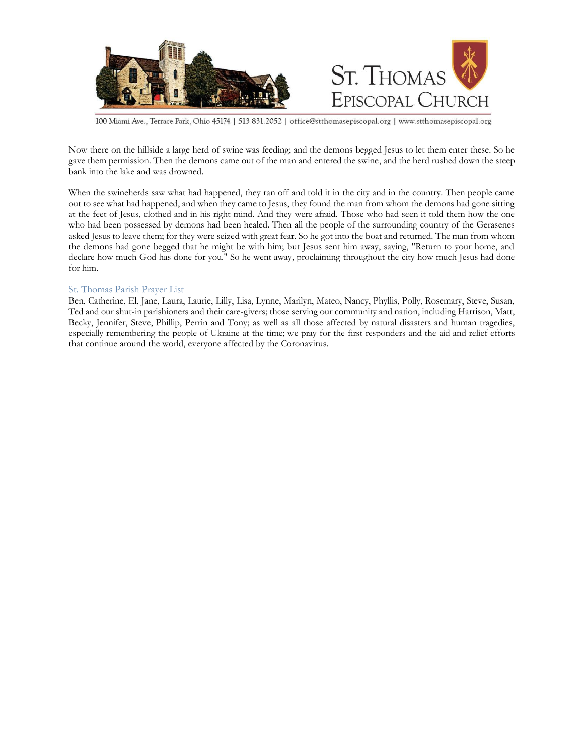Now there on the hillside a large herd of swine was feeding; and the demons begged Jesus to let them enter these. So he gave them permission. Then the demons came out of the man and entered the swine, and the herd rushed down the steep bank into the lake and was drowned.

When the swineherds saw what had happened, they ran off and told it in the city and in the country. Then people came out to see what had happened, and when they came to Jesus, they found the man from whom the demons had gone sitting at the feet of Jesus, clothed and in his right mind. And they were afraid. Those who had seen it told them how the one who had been possessed by demons had been healed. Then all the people of the surrounding country of the Gerasenes asked Jesus to leave them; for they were seized with great fear. So he got into the boat and returned. The man from whom the demons had gone begged that he might be with him; but Jesus sent him away, saying, "Return to your home, and declare how much God has done for you." So he went away, proclaiming throughout the city how much Jesus had done for him.

### St. Thomas Parish Prayer List

Ben, Catherine, El, Jane, Laura, Laurie, Lilly, Lisa, Lynne, Marilyn, Mateo, Nancy, Phyllis, Polly, Rosemary, Steve, Susan, Ted and our shut-in parishioners and their care-givers; those serving our community and nation, including Harrison, Matt, Becky, Jennifer, Steve, Phillip, Perrin and Tony; as well as all those affected by natural disasters and human tragedies, especially remembering the people of Ukraine at the time; we pray for the first responders and the aid and relief efforts that continue around the world, everyone affected by the Coronavirus.